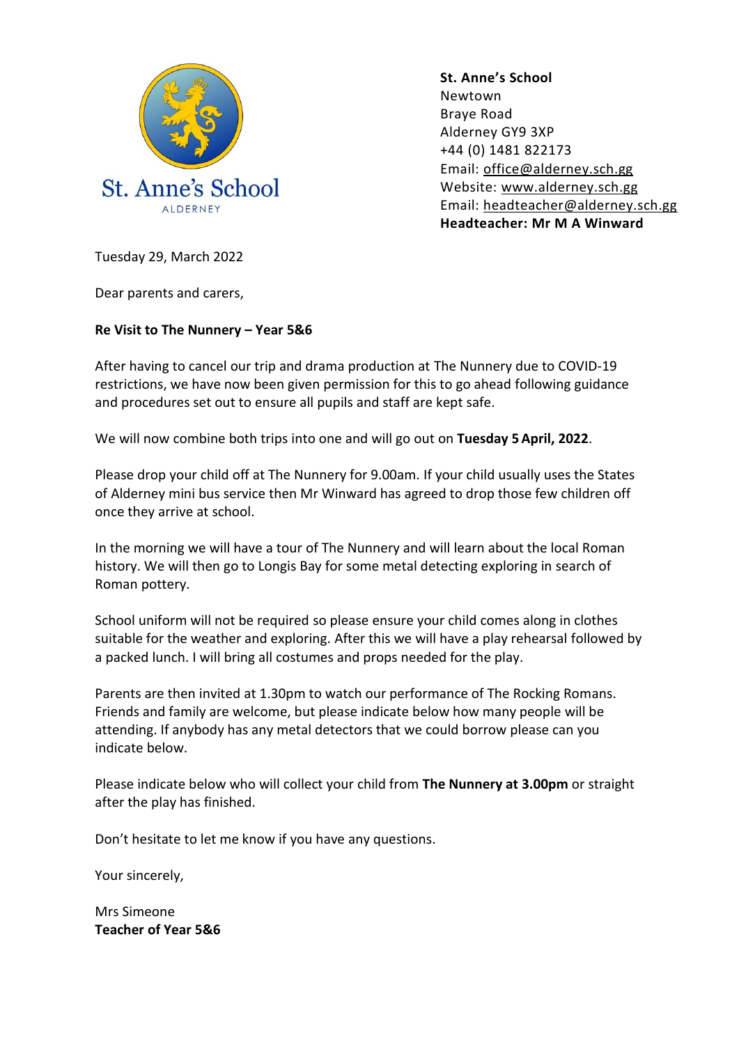St. Anne's School
ALDERNEY

**St. Anne's School**
Newtown
Braye Road
Alderney GY9 3XP
+44 (0) 1481 822173
Email: office@alderney.sch.gg
Website: www.alderney.sch.gg
Email: headteacher@alderney.sch.gg
**Headteacher: Mr M A Winward**

Tuesday 29, March 2022

Dear parents and carers,

**Re Visit to The Nunnery – Year 5&6**

After having to cancel our trip and drama production at The Nunnery due to COVID-19 restrictions, we have now been given permission for this to go ahead following guidance and procedures set out to ensure all pupils and staff are kept safe.

We will now combine both trips into one and will go out on **Tuesday 5 April, 2022**.

Please drop your child off at The Nunnery for 9.00am. If your child usually uses the States of Alderney mini bus service then Mr Winward has agreed to drop those few children off once they arrive at school.

In the morning we will have a tour of The Nunnery and will learn about the local Roman history. We will then go to Longis Bay for some metal detecting exploring in search of Roman pottery.

School uniform will not be required so please ensure your child comes along in clothes suitable for the weather and exploring. After this we will have a play rehearsal followed by a packed lunch. I will bring all costumes and props needed for the play.

Parents are then invited at 1.30pm to watch our performance of The Rocking Romans. Friends and family are welcome, but please indicate below how many people will be attending. If anybody has any metal detectors that we could borrow please can you indicate below.

Please indicate below who will collect your child from **The Nunnery at 3.00pm** or straight after the play has finished.

Don't hesitate to let me know if you have any questions.

Your sincerely,

Mrs Simeone
**Teacher of Year 5&6**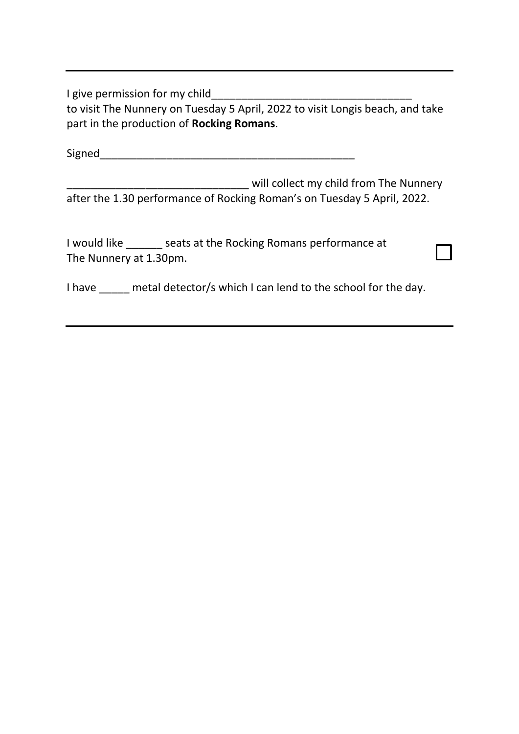---

I give permission for my child_________________________________
to visit The Nunnery on Tuesday 5 April, 2022 to visit Longis beach, and take part in the production of **Rocking Romans**.

Signed__________________________________________

_____________________________ will collect my child from The Nunnery after the 1.30 performance of Rocking Roman's on Tuesday 5 April, 2022.

I would like ______ seats at the Rocking Romans performance at The Nunnery at 1.30pm. ☐

I have _____ metal detector/s which I can lend to the school for the day.

---